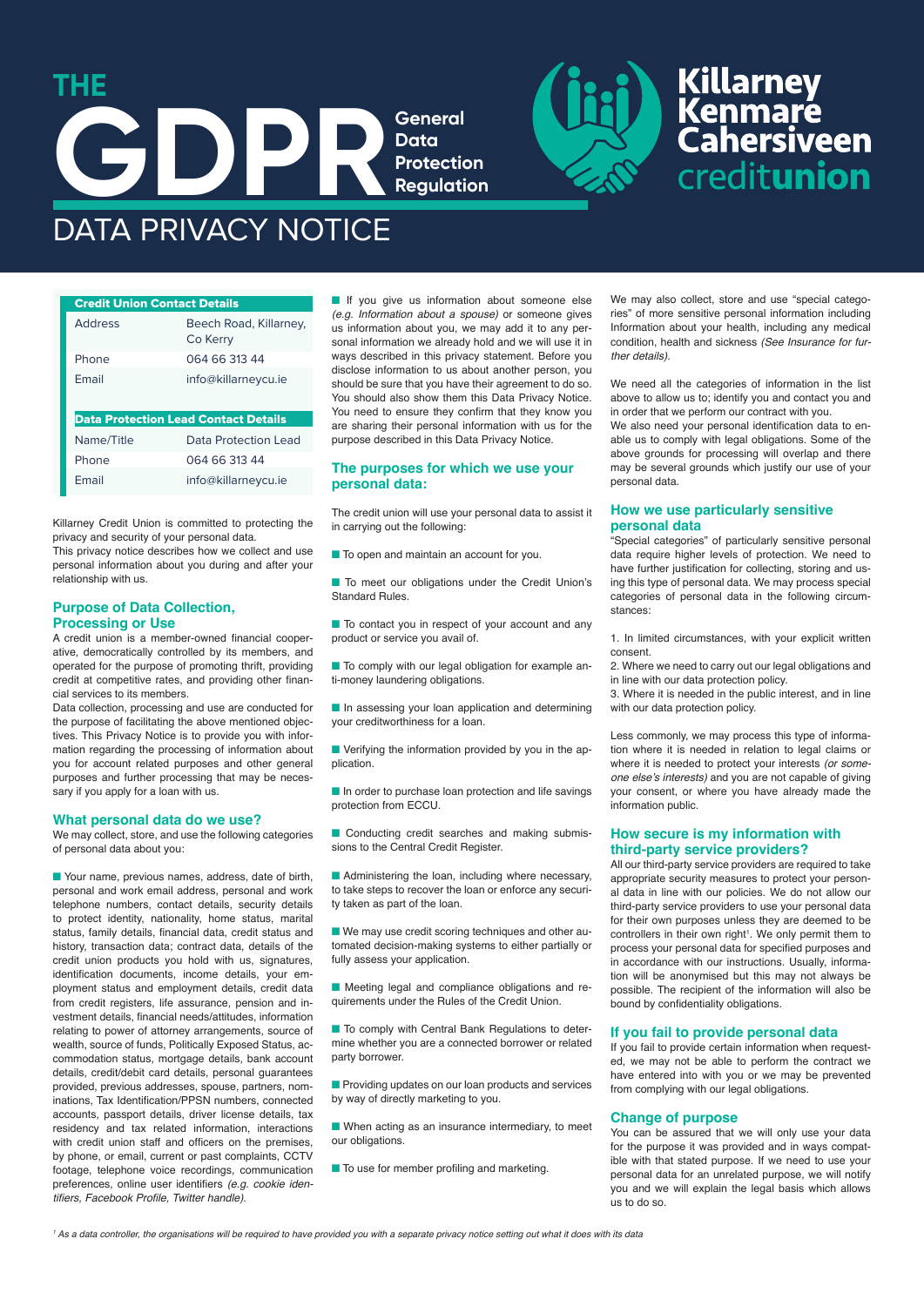# THE GDPR General Data Protection Regulation

Killarney Kenmare Cahersiveen creditunion

# DATA PRIVACY NOTICE

| Credit Union Contact Details | |
|---|---|
| Address | Beech Road, Killarney, Co Kerry |
| Phone | 064 66 313 44 |
| Email | info@killarneycu.ie |

| Data Protection Lead Contact Details | |
|---|---|
| Name/Title | Data Protection Lead |
| Phone | 064 66 313 44 |
| Email | info@killarneycu.ie |

Killarney Credit Union is committed to protecting the privacy and security of your personal data.
This privacy notice describes how we collect and use personal information about you during and after your relationship with us.

## Purpose of Data Collection, Processing or Use

A credit union is a member-owned financial cooperative, democratically controlled by its members, and operated for the purpose of promoting thrift, providing credit at competitive rates, and providing other financial services to its members.
Data collection, processing and use are conducted for the purpose of facilitating the above mentioned objectives. This Privacy Notice is to provide you with information regarding the processing of information about you for account related purposes and other general purposes and further processing that may be necessary if you apply for a loan with us.

## What personal data do we use?

We may collect, store, and use the following categories of personal data about you:

- Your name, previous names, address, date of birth, personal and work email address, personal and work telephone numbers, contact details, security details to protect identity, nationality, home status, marital status, family details, financial data, credit status and history, transaction data; contract data, details of the credit union products you hold with us, signatures, identification documents, income details, your employment status and employment details, credit data from credit registers, life assurance, pension and investment details, financial needs/attitudes, information relating to power of attorney arrangements, source of wealth, source of funds, Politically Exposed Status, accommodation status, mortgage details, bank account details, credit/debit card details, personal guarantees provided, previous addresses, spouse, partners, nominations, Tax Identification/PPSN numbers, connected accounts, passport details, driver license details, tax residency and tax related information, interactions with credit union staff and officers on the premises, by phone, or email, current or past complaints, CCTV footage, telephone voice recordings, communication preferences, online user identifiers *(e.g. cookie identifiers, Facebook Profile, Twitter handle).*

- If you give us information about someone else *(e.g. Information about a spouse)* or someone gives us information about you, we may add it to any personal information we already hold and we will use it in ways described in this privacy statement. Before you disclose information to us about another person, you should be sure that you have their agreement to do so. You should also show them this Data Privacy Notice. You need to ensure they confirm that they know you are sharing their personal information with us for the purpose described in this Data Privacy Notice.

## The purposes for which we use your personal data:

The credit union will use your personal data to assist it in carrying out the following:

- To open and maintain an account for you.
- To meet our obligations under the Credit Union's Standard Rules.
- To contact you in respect of your account and any product or service you avail of.
- To comply with our legal obligation for example anti-money laundering obligations.
- In assessing your loan application and determining your creditworthiness for a loan.
- Verifying the information provided by you in the application.
- In order to purchase loan protection and life savings protection from ECCU.
- Conducting credit searches and making submissions to the Central Credit Register.
- Administering the loan, including where necessary, to take steps to recover the loan or enforce any security taken as part of the loan.
- We may use credit scoring techniques and other automated decision-making systems to either partially or fully assess your application.
- Meeting legal and compliance obligations and requirements under the Rules of the Credit Union.
- To comply with Central Bank Regulations to determine whether you are a connected borrower or related party borrower.
- Providing updates on our loan products and services by way of directly marketing to you.
- When acting as an insurance intermediary, to meet our obligations.
- To use for member profiling and marketing.

We may also collect, store and use "special categories" of more sensitive personal information including Information about your health, including any medical condition, health and sickness *(See Insurance for further details).*

We need all the categories of information in the list above to allow us to; identify you and contact you and in order that we perform our contract with you.
We also need your personal identification data to enable us to comply with legal obligations. Some of the above grounds for processing will overlap and there may be several grounds which justify our use of your personal data.

## How we use particularly sensitive personal data

"Special categories" of particularly sensitive personal data require higher levels of protection. We need to have further justification for collecting, storing and using this type of personal data. We may process special categories of personal data in the following circumstances:

1. In limited circumstances, with your explicit written consent.
2. Where we need to carry out our legal obligations and in line with our data protection policy.
3. Where it is needed in the public interest, and in line with our data protection policy.

Less commonly, we may process this type of information where it is needed in relation to legal claims or where it is needed to protect your interests *(or someone else's interests)* and you are not capable of giving your consent, or where you have already made the information public.

## How secure is my information with third-party service providers?

All our third-party service providers are required to take appropriate security measures to protect your personal data in line with our policies. We do not allow our third-party service providers to use your personal data for their own purposes unless they are deemed to be controllers in their own right[1]. We only permit them to process your personal data for specified purposes and in accordance with our instructions. Usually, information will be anonymised but this may not always be possible. The recipient of the information will also be bound by confidentiality obligations.

## If you fail to provide personal data

If you fail to provide certain information when requested, we may not be able to perform the contract we have entered into with you or we may be prevented from complying with our legal obligations.

## Change of purpose

You can be assured that we will only use your data for the purpose it was provided and in ways compatible with that stated purpose. If we need to use your personal data for an unrelated purpose, we will notify you and we will explain the legal basis which allows us to do so.

[1] *As a data controller, the organisations will be required to have provided you with a separate privacy notice setting out what it does with its data*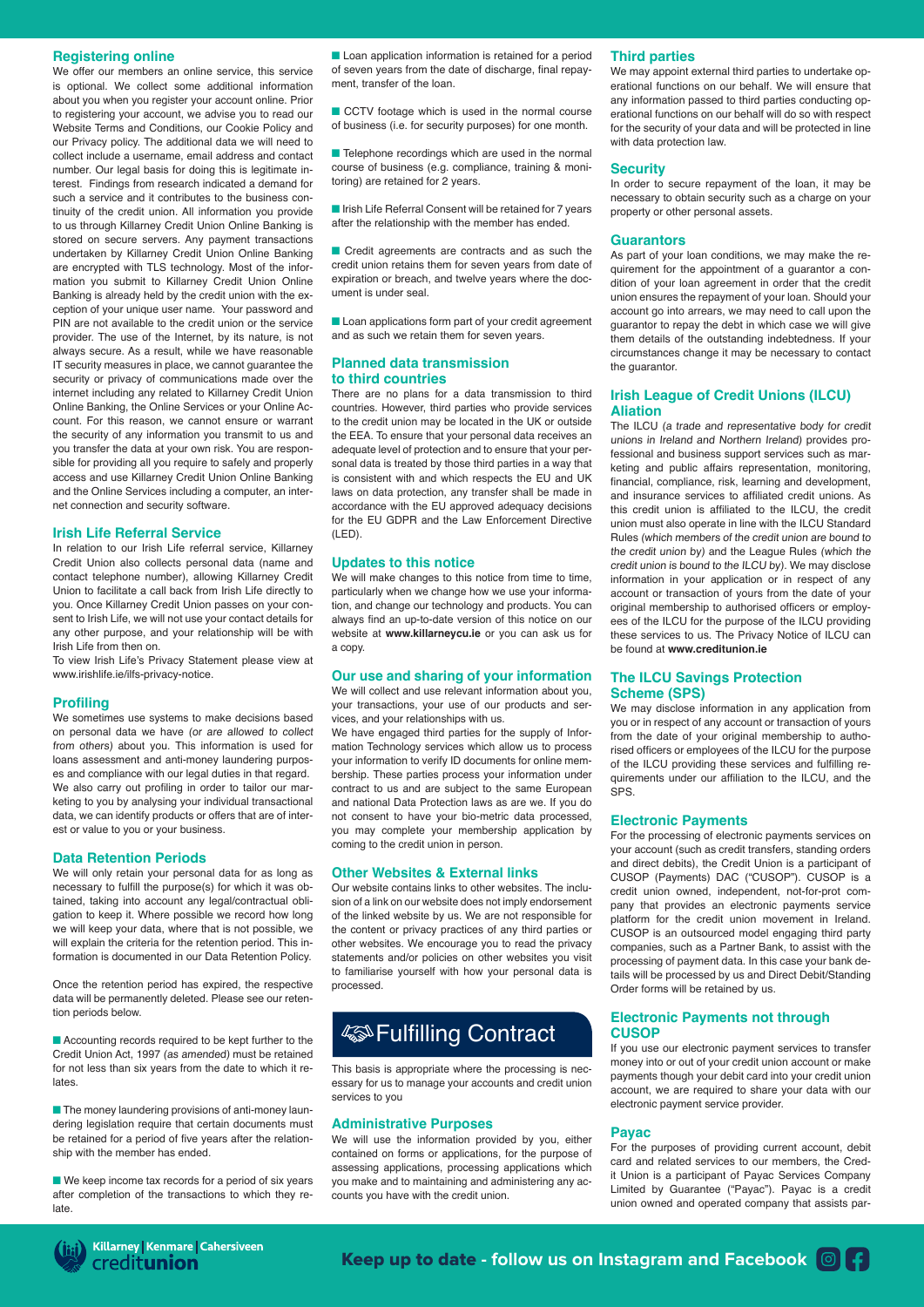## Registering online

We offer our members an online service, this service is optional. We collect some additional information about you when you register your account online. Prior to registering your account, we advise you to read our Website Terms and Conditions, our Cookie Policy and our Privacy policy. The additional data we will need to collect include a username, email address and contact number. Our legal basis for doing this is legitimate interest. Findings from research indicated a demand for such a service and it contributes to the business continuity of the credit union. All information you provide to us through Killarney Credit Union Online Banking is stored on secure servers. Any payment transactions undertaken by Killarney Credit Union Online Banking are encrypted with TLS technology. Most of the information you submit to Killarney Credit Union Online Banking is already held by the credit union with the exception of your unique user name. Your password and PIN are not available to the credit union or the service provider. The use of the Internet, by its nature, is not always secure. As a result, while we have reasonable IT security measures in place, we cannot guarantee the security or privacy of communications made over the internet including any related to Killarney Credit Union Online Banking, the Online Services or your Online Account. For this reason, we cannot ensure or warrant the security of any information you transmit to us and you transfer the data at your own risk. You are responsible for providing all you require to safely and properly access and use Killarney Credit Union Online Banking and the Online Services including a computer, an internet connection and security software.

## Irish Life Referral Service

In relation to our Irish Life referral service, Killarney Credit Union also collects personal data (name and contact telephone number), allowing Killarney Credit Union to facilitate a call back from Irish Life directly to you. Once Killarney Credit Union passes on your consent to Irish Life, we will not use your contact details for any other purpose, and your relationship will be with Irish Life from then on.

To view Irish Life's Privacy Statement please view at www.irishlife.ie/ilfs-privacy-notice.

## Profiling

We sometimes use systems to make decisions based on personal data we have *(or are allowed to collect from others)* about you. This information is used for loans assessment and anti-money laundering purposes and compliance with our legal duties in that regard. We also carry out profiling in order to tailor our marketing to you by analysing your individual transactional data, we can identify products or offers that are of interest or value to you or your business.

## Data Retention Periods

We will only retain your personal data for as long as necessary to fulfill the purpose(s) for which it was obtained, taking into account any legal/contractual obligation to keep it. Where possible we record how long we will keep your data, where that is not possible, we will explain the criteria for the retention period. This information is documented in our Data Retention Policy.

Once the retention period has expired, the respective data will be permanently deleted. Please see our retention periods below.

- Accounting records required to be kept further to the Credit Union Act, 1997 *(as amended)* must be retained for not less than six years from the date to which it relates.
- The money laundering provisions of anti-money laundering legislation require that certain documents must be retained for a period of five years after the relationship with the member has ended.
- We keep income tax records for a period of six years after completion of the transactions to which they relate.
- Loan application information is retained for a period of seven years from the date of discharge, final repayment, transfer of the loan.
- CCTV footage which is used in the normal course of business (i.e. for security purposes) for one month.
- Telephone recordings which are used in the normal course of business (e.g. compliance, training & monitoring) are retained for 2 years.
- Irish Life Referral Consent will be retained for 7 years after the relationship with the member has ended.
- Credit agreements are contracts and as such the credit union retains them for seven years from date of expiration or breach, and twelve years where the document is under seal.
- Loan applications form part of your credit agreement and as such we retain them for seven years.

## Planned data transmission to third countries

There are no plans for a data transmission to third countries. However, third parties who provide services to the credit union may be located in the UK or outside the EEA. To ensure that your personal data receives an adequate level of protection and to ensure that your personal data is treated by those third parties in a way that is consistent with and which respects the EU and UK laws on data protection, any transfer shall be made in accordance with the EU approved adequacy decisions for the EU GDPR and the Law Enforcement Directive (LED).

## Updates to this notice

We will make changes to this notice from time to time, particularly when we change how we use your information, and change our technology and products. You can always find an up-to-date version of this notice on our website at **www.killarneycu.ie** or you can ask us for a copy.

## Our use and sharing of your information

We will collect and use relevant information about you, your transactions, your use of our products and services, and your relationships with us.

We have engaged third parties for the supply of Information Technology services which allow us to process your information to verify ID documents for online membership. These parties process your information under contract to us and are subject to the same European and national Data Protection laws as are we. If you do not consent to have your bio-metric data processed, you may complete your membership application by coming to the credit union in person.

## Other Websites & External links

Our website contains links to other websites. The inclusion of a link on our website does not imply endorsement of the linked website by us. We are not responsible for the content or privacy practices of any third parties or other websites. We encourage you to read the privacy statements and/or policies on other websites you visit to familiarise yourself with how your personal data is processed.

# Fulfilling Contract

This basis is appropriate where the processing is necessary for us to manage your accounts and credit union services to you

## Administrative Purposes

We will use the information provided by you, either contained on forms or applications, for the purpose of assessing applications, processing applications which you make and to maintaining and administering any accounts you have with the credit union.

## Third parties

We may appoint external third parties to undertake operational functions on our behalf. We will ensure that any information passed to third parties conducting operational functions on our behalf will do so with respect for the security of your data and will be protected in line with data protection law.

## Security

In order to secure repayment of the loan, it may be necessary to obtain security such as a charge on your property or other personal assets.

## Guarantors

As part of your loan conditions, we may make the requirement for the appointment of a guarantor a condition of your loan agreement in order that the credit union ensures the repayment of your loan. Should your account go into arrears, we may need to call upon the guarantor to repay the debt in which case we will give them details of the outstanding indebtedness. If your circumstances change it may be necessary to contact the guarantor.

## Irish League of Credit Unions (ILCU) Aliation

The ILCU (*a trade and representative body for credit unions in Ireland and Northern Ireland*) provides professional and business support services such as marketing and public affairs representation, monitoring, financial, compliance, risk, learning and development, and insurance services to affiliated credit unions. As this credit union is affiliated to the ILCU, the credit union must also operate in line with the ILCU Standard Rules (*which members of the credit union are bound to the credit union by*) and the League Rules (*which the credit union is bound to the ILCU by*). We may disclose information in your application or in respect of any account or transaction of yours from the date of your original membership to authorised officers or employees of the ILCU for the purpose of the ILCU providing these services to us. The Privacy Notice of ILCU can be found at **www.creditunion.ie**

## The ILCU Savings Protection Scheme (SPS)

We may disclose information in any application from you or in respect of any account or transaction of yours from the date of your original membership to authorised officers or employees of the ILCU for the purpose of the ILCU providing these services and fulfilling requirements under our affiliation to the ILCU, and the SPS.

## Electronic Payments

For the processing of electronic payments services on your account (such as credit transfers, standing orders and direct debits), the Credit Union is a participant of CUSOP (Payments) DAC ("CUSOP"). CUSOP is a credit union owned, independent, not-for-prot company that provides an electronic payments service platform for the credit union movement in Ireland. CUSOP is an outsourced model engaging third party companies, such as a Partner Bank, to assist with the processing of payment data. In this case your bank details will be processed by us and Direct Debit/Standing Order forms will be retained by us.

## Electronic Payments not through CUSOP

If you use our electronic payment services to transfer money into or out of your credit union account or make payments though your debit card into your credit union account, we are required to share your data with our electronic payment service provider.

## Payac

For the purposes of providing current account, debit card and related services to our members, the Credit Union is a participant of Payac Services Company Limited by Guarantee ("Payac"). Payac is a credit union owned and operated company that assists par-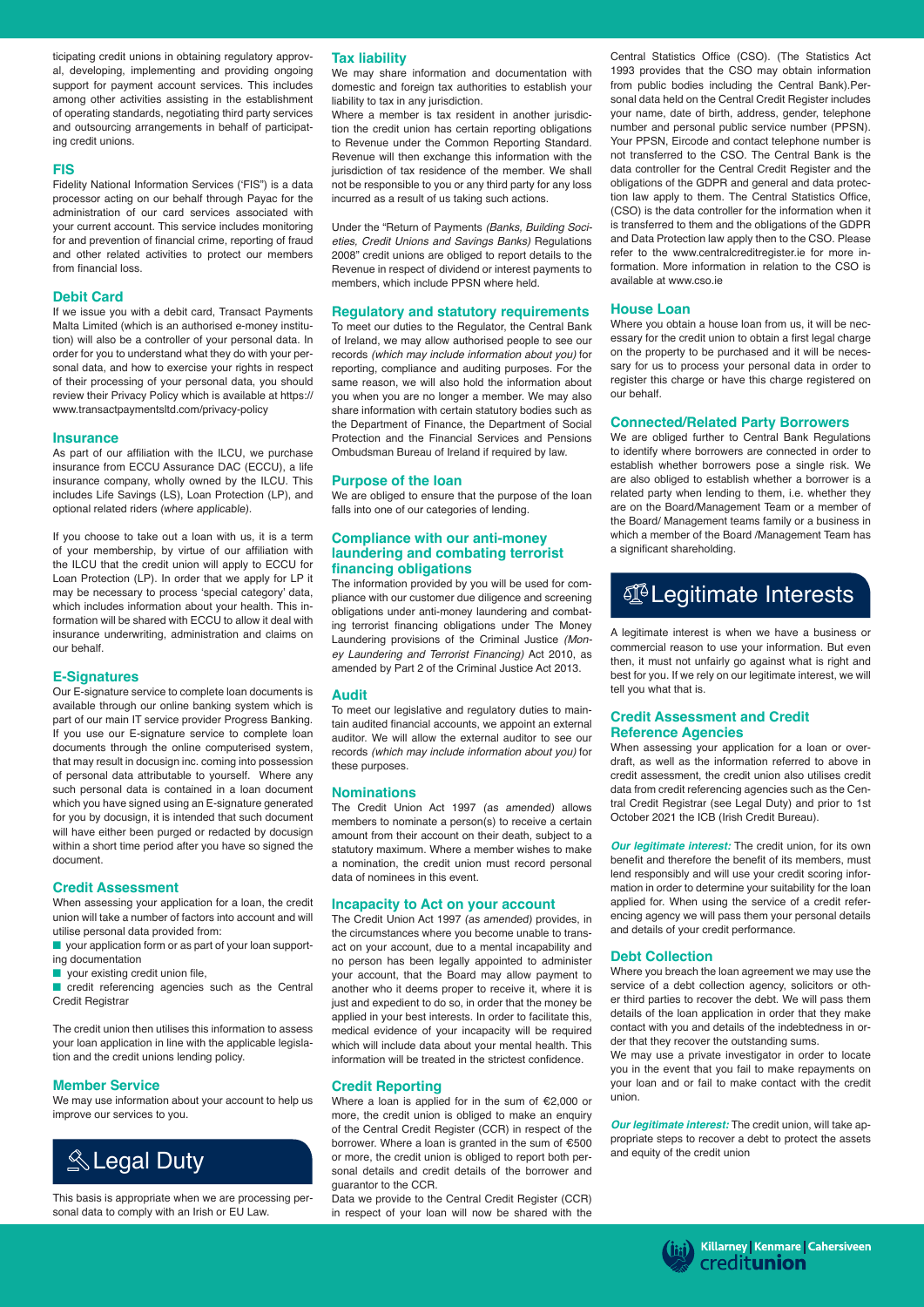ticipating credit unions in obtaining regulatory approval, developing, implementing and providing ongoing support for payment account services. This includes among other activities assisting in the establishment of operating standards, negotiating third party services and outsourcing arrangements in behalf of participating credit unions.

### FIS

Fidelity National Information Services ('FIS") is a data processor acting on our behalf through Payac for the administration of our card services associated with your current account. This service includes monitoring for and prevention of financial crime, reporting of fraud and other related activities to protect our members from financial loss.

### Debit Card

If we issue you with a debit card, Transact Payments Malta Limited (which is an authorised e-money institution) will also be a controller of your personal data. In order for you to understand what they do with your personal data, and how to exercise your rights in respect of their processing of your personal data, you should review their Privacy Policy which is available at https://www.transactpaymentsltd.com/privacy-policy

### Insurance

As part of our affiliation with the ILCU, we purchase insurance from ECCU Assurance DAC (ECCU), a life insurance company, wholly owned by the ILCU. This includes Life Savings (LS), Loan Protection (LP), and optional related riders *(where applicable)*.

If you choose to take out a loan with us, it is a term of your membership, by virtue of our affiliation with the ILCU that the credit union will apply to ECCU for Loan Protection (LP). In order that we apply for LP it may be necessary to process 'special category' data, which includes information about your health. This information will be shared with ECCU to allow it deal with insurance underwriting, administration and claims on our behalf.

### E-Signatures

Our E-signature service to complete loan documents is available through our online banking system which is part of our main IT service provider Progress Banking. If you use our E-signature service to complete loan documents through the online computerised system, that may result in docusign inc. coming into possession of personal data attributable to yourself. Where any such personal data is contained in a loan document which you have signed using an E-signature generated for you by docusign, it is intended that such document will have either been purged or redacted by docusign within a short time period after you have so signed the document.

### Credit Assessment

When assessing your application for a loan, the credit union will take a number of factors into account and will utilise personal data provided from:

- your application form or as part of your loan supporting documentation
- your existing credit union file,
- credit referencing agencies such as the Central Credit Registrar

The credit union then utilises this information to assess your loan application in line with the applicable legislation and the credit unions lending policy.

### Member Service

We may use information about your account to help us improve our services to you.

## Legal Duty

This basis is appropriate when we are processing personal data to comply with an Irish or EU Law.

### Tax liability

We may share information and documentation with domestic and foreign tax authorities to establish your liability to tax in any jurisdiction.

Where a member is tax resident in another jurisdiction the credit union has certain reporting obligations to Revenue under the Common Reporting Standard. Revenue will then exchange this information with the jurisdiction of tax residence of the member. We shall not be responsible to you or any third party for any loss incurred as a result of us taking such actions.

Under the "Return of Payments *(Banks, Building Societies, Credit Unions and Savings Banks)* Regulations 2008" credit unions are obliged to report details to the Revenue in respect of dividend or interest payments to members, which include PPSN where held.

### Regulatory and statutory requirements

To meet our duties to the Regulator, the Central Bank of Ireland, we may allow authorised people to see our records *(which may include information about you)* for reporting, compliance and auditing purposes. For the same reason, we will also hold the information about you when you are no longer a member. We may also share information with certain statutory bodies such as the Department of Finance, the Department of Social Protection and the Financial Services and Pensions Ombudsman Bureau of Ireland if required by law.

### Purpose of the loan

We are obliged to ensure that the purpose of the loan falls into one of our categories of lending.

### Compliance with our anti-money laundering and combating terrorist financing obligations

The information provided by you will be used for compliance with our customer due diligence and screening obligations under anti-money laundering and combating terrorist financing obligations under The Money Laundering provisions of the Criminal Justice *(Money Laundering and Terrorist Financing)* Act 2010, as amended by Part 2 of the Criminal Justice Act 2013.

### Audit

To meet our legislative and regulatory duties to maintain audited financial accounts, we appoint an external auditor. We will allow the external auditor to see our records *(which may include information about you)* for these purposes.

### Nominations

The Credit Union Act 1997 *(as amended)* allows members to nominate a person(s) to receive a certain amount from their account on their death, subject to a statutory maximum. Where a member wishes to make a nomination, the credit union must record personal data of nominees in this event.

### Incapacity to Act on your account

The Credit Union Act 1997 *(as amended)* provides, in the circumstances where you become unable to transact on your account, due to a mental incapability and no person has been legally appointed to administer your account, that the Board may allow payment to another who it deems proper to receive it, where it is just and expedient to do so, in order that the money be applied in your best interests. In order to facilitate this, medical evidence of your incapacity will be required which will include data about your mental health. This information will be treated in the strictest confidence.

### Credit Reporting

Where a loan is applied for in the sum of €2,000 or more, the credit union is obliged to make an enquiry of the Central Credit Register (CCR) in respect of the borrower. Where a loan is granted in the sum of €500 or more, the credit union is obliged to report both personal details and credit details of the borrower and guarantor to the CCR.

Data we provide to the Central Credit Register (CCR) in respect of your loan will now be shared with the Central Statistics Office (CSO). (The Statistics Act 1993 provides that the CSO may obtain information from public bodies including the Central Bank).Personal data held on the Central Credit Register includes your name, date of birth, address, gender, telephone number and personal public service number (PPSN). Your PPSN, Eircode and contact telephone number is not transferred to the CSO. The Central Bank is the data controller for the Central Credit Register and the obligations of the GDPR and general and data protection law apply to them. The Central Statistics Office, (CSO) is the data controller for the information when it is transferred to them and the obligations of the GDPR and Data Protection law apply then to the CSO. Please refer to the www.centralcreditregister.ie for more information. More information in relation to the CSO is available at www.cso.ie

### House Loan

Where you obtain a house loan from us, it will be necessary for the credit union to obtain a first legal charge on the property to be purchased and it will be necessary for us to process your personal data in order to register this charge or have this charge registered on our behalf.

### Connected/Related Party Borrowers

We are obliged further to Central Bank Regulations to identify where borrowers are connected in order to establish whether borrowers pose a single risk. We are also obliged to establish whether a borrower is a related party when lending to them, i.e. whether they are on the Board/Management Team or a member of the Board/ Management teams family or a business in which a member of the Board /Management Team has a significant shareholding.

## Legitimate Interests

A legitimate interest is when we have a business or commercial reason to use your information. But even then, it must not unfairly go against what is right and best for you. If we rely on our legitimate interest, we will tell you what that is.

### Credit Assessment and Credit Reference Agencies

When assessing your application for a loan or overdraft, as well as the information referred to above in credit assessment, the credit union also utilises credit data from credit referencing agencies such as the Central Credit Registrar (see Legal Duty) and prior to 1st October 2021 the ICB (Irish Credit Bureau).

***Our legitimate interest:*** The credit union, for its own benefit and therefore the benefit of its members, must lend responsibly and will use your credit scoring information in order to determine your suitability for the loan applied for. When using the service of a credit referencing agency we will pass them your personal details and details of your credit performance.

### Debt Collection

Where you breach the loan agreement we may use the service of a debt collection agency, solicitors or other third parties to recover the debt. We will pass them details of the loan application in order that they make contact with you and details of the indebtedness in order that they recover the outstanding sums.

We may use a private investigator in order to locate you in the event that you fail to make repayments on your loan and or fail to make contact with the credit union.

***Our legitimate interest:*** The credit union, will take appropriate steps to recover a debt to protect the assets and equity of the credit union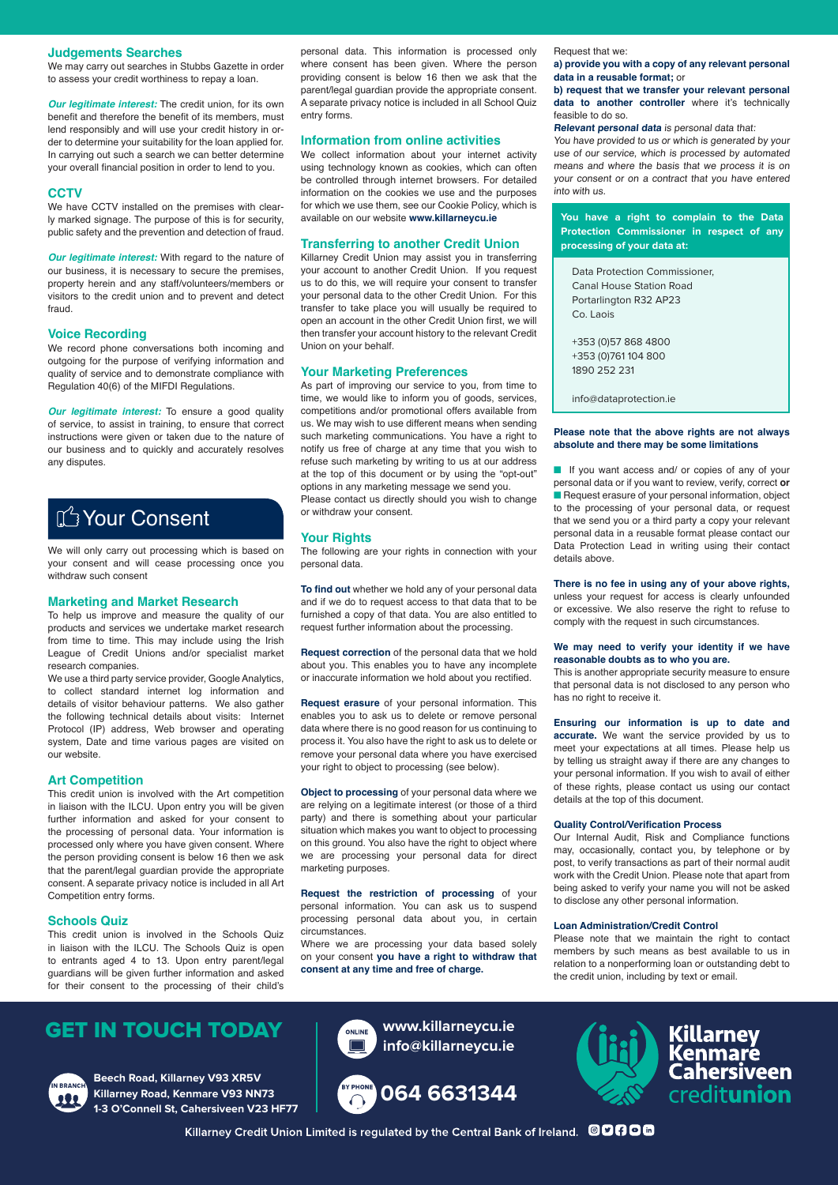### Judgements Searches

We may carry out searches in Stubbs Gazette in order to assess your credit worthiness to repay a loan.

***Our legitimate interest:*** The credit union, for its own benefit and therefore the benefit of its members, must lend responsibly and will use your credit history in order to determine your suitability for the loan applied for. In carrying out such a search we can better determine your overall financial position in order to lend to you.

### CCTV

We have CCTV installed on the premises with clearly marked signage. The purpose of this is for security, public safety and the prevention and detection of fraud.

***Our legitimate interest:*** With regard to the nature of our business, it is necessary to secure the premises, property herein and any staff/volunteers/members or visitors to the credit union and to prevent and detect fraud.

### Voice Recording

We record phone conversations both incoming and outgoing for the purpose of verifying information and quality of service and to demonstrate compliance with Regulation 40(6) of the MIFDI Regulations.

***Our legitimate interest:*** To ensure a good quality of service, to assist in training, to ensure that correct instructions were given or taken due to the nature of our business and to quickly and accurately resolves any disputes.

## Your Consent

We will only carry out processing which is based on your consent and will cease processing once you withdraw such consent

### Marketing and Market Research

To help us improve and measure the quality of our products and services we undertake market research from time to time. This may include using the Irish League of Credit Unions and/or specialist market research companies.

We use a third party service provider, Google Analytics, to collect standard internet log information and details of visitor behaviour patterns. We also gather the following technical details about visits: Internet Protocol (IP) address, Web browser and operating system, Date and time various pages are visited on our website.

### Art Competition

This credit union is involved with the Art competition in liaison with the ILCU. Upon entry you will be given further information and asked for your consent to the processing of personal data. Your information is processed only where you have given consent. Where the person providing consent is below 16 then we ask that the parent/legal guardian provide the appropriate consent. A separate privacy notice is included in all Art Competition entry forms.

### Schools Quiz

This credit union is involved in the Schools Quiz in liaison with the ILCU. The Schools Quiz is open to entrants aged 4 to 13. Upon entry parent/legal guardians will be given further information and asked for their consent to the processing of their child's personal data. This information is processed only where consent has been given. Where the person providing consent is below 16 then we ask that the parent/legal guardian provide the appropriate consent. A separate privacy notice is included in all School Quiz entry forms.

### Information from online activities

We collect information about your internet activity using technology known as cookies, which can often be controlled through internet browsers. For detailed information on the cookies we use and the purposes for which we use them, see our Cookie Policy, which is available on our website **www.killarneycu.ie**

### Transferring to another Credit Union

Killarney Credit Union may assist you in transferring your account to another Credit Union. If you request us to do this, we will require your consent to transfer your personal data to the other Credit Union. For this transfer to take place you will usually be required to open an account in the other Credit Union first, we will then transfer your account history to the relevant Credit Union on your behalf.

### Your Marketing Preferences

As part of improving our service to you, from time to time, we would like to inform you of goods, services, competitions and/or promotional offers available from us. We may wish to use different means when sending such marketing communications. You have a right to notify us free of charge at any time that you wish to refuse such marketing by writing to us at our address at the top of this document or by using the "opt-out" options in any marketing message we send you.

Please contact us directly should you wish to change or withdraw your consent.

### Your Rights

The following are your rights in connection with your personal data.

**To find out** whether we hold any of your personal data and if we do to request access to that data that to be furnished a copy of that data. You are also entitled to request further information about the processing.

**Request correction** of the personal data that we hold about you. This enables you to have any incomplete or inaccurate information we hold about you rectified.

**Request erasure** of your personal information. This enables you to ask us to delete or remove personal data where there is no good reason for us continuing to process it. You also have the right to ask us to delete or remove your personal data where you have exercised your right to object to processing (see below).

**Object to processing** of your personal data where we are relying on a legitimate interest (or those of a third party) and there is something about your particular situation which makes you want to object to processing on this ground. You also have the right to object where we are processing your personal data for direct marketing purposes.

**Request the restriction of processing** of your personal information. You can ask us to suspend processing personal data about you, in certain circumstances.

Where we are processing your data based solely on your consent **you have a right to withdraw that consent at any time and free of charge.**

Request that we:

**a) provide you with a copy of any relevant personal data in a reusable format;** or

**b) request that we transfer your relevant personal data to another controller** where it's technically feasible to do so.

***Relevant personal data*** *is personal data that:*

*You have provided to us or which is generated by your use of our service, which is processed by automated means and where the basis that we process it is on your consent or on a contract that you have entered into with us.*

**You have a right to complain to the Data Protection Commissioner in respect of any processing of your data at:**

Data Protection Commissioner,
Canal House Station Road
Portarlington R32 AP23
Co. Laois

+353 (0)57 868 4800
+353 (0)761 104 800
1890 252 231

info@dataprotection.ie

**Please note that the above rights are not always absolute and there may be some limitations**

- If you want access and/ or copies of any of your personal data or if you want to review, verify, correct **or**
- Request erasure of your personal information, object to the processing of your personal data, or request that we send you or a third party a copy your relevant personal data in a reusable format please contact our Data Protection Lead in writing using their contact details above.

**There is no fee in using any of your above rights,** unless your request for access is clearly unfounded or excessive. We also reserve the right to refuse to comply with the request in such circumstances.

**We may need to verify your identity if we have reasonable doubts as to who you are.**

This is another appropriate security measure to ensure that personal data is not disclosed to any person who has no right to receive it.

**Ensuring our information is up to date and accurate.** We want the service provided by us to meet your expectations at all times. Please help us by telling us straight away if there are any changes to your personal information. If you wish to avail of either of these rights, please contact us using our contact details at the top of this document.

**Quality Control/Verification Process**

Our Internal Audit, Risk and Compliance functions may, occasionally, contact you, by telephone or by post, to verify transactions as part of their normal audit work with the Credit Union. Please note that apart from being asked to verify your name you will not be asked to disclose any other personal information.

**Loan Administration/Credit Control**

Please note that we maintain the right to contact members by such means as best available to us in relation to a nonperforming loan or outstanding debt to the credit union, including by text or email.

## GET IN TOUCH TODAY

IN BRANCH
**Beech Road, Killarney V93 XR5V**
**Killarney Road, Kenmare V93 NN73**
**1-3 O'Connell St, Cahersiveen V23 HF77**

ONLINE
**www.killarneycu.ie**
**info@killarneycu.ie**

BY PHONE
**064 6631344**

Killarney Kenmare Cahersiveen creditunion

Killarney Credit Union Limited is regulated by the Central Bank of Ireland.